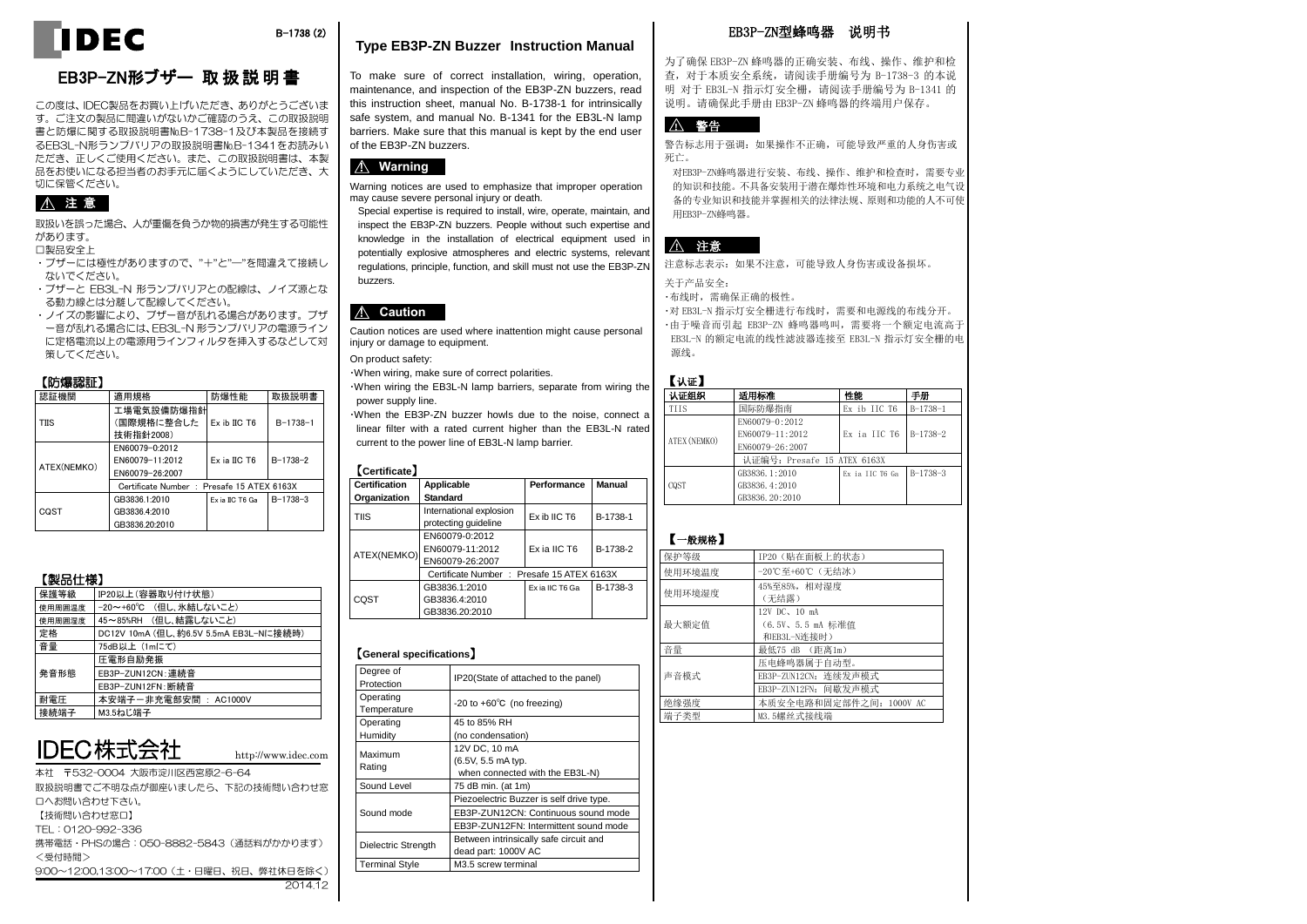IDEC

B-1738 (2)

# EB3P-ZN形ブザー 取 扱 説 明 書

この度は、IDEC製品をお買い上げいただき、ありがとうございます。ご注文の製品に間違いがないかご確認のうえ、この取扱説明書と防爆に関する取扱説明書№B-1738-1及び本製品を接続するEB3L-N形ランプバリアの取扱説明書№B-1341をお読みいただき、正しくご使用ください。また、この取扱説明書は、本製品をお使いになる担当者のお手元に届くようにしていただき、大切に保管ください。

## ⚠ 注 意

取扱いを誤った場合、人が重傷を負うか物的損害が発生する可能性があります。

□製品安全上

- ブザーには極性がありますので、"+"と"−"を間違えて接続しないでください。
- ブザーと EB3L-N 形ランプバリアとの配線は、ノイズ源となる動力線とは分離して配線してください。
- ノイズの影響により、ブザー音が乱れる場合があります。ブザー音が乱れる場合には、EB3L-N形ランプバリアの電源ライン に定格電流以上の電源用ラインフィルタを挿入するなどして対策してください。

## 【防爆認証】

| 認証機関 | 適用規格 | 防爆性能 | 取扱説明書 |
|---|---|---|---|
| TIIS | 工場電気設備防爆指針（国際規格に整合した技術指針2008） | Ex ib IIC T6 | B-1738-1 |
| ATEX(NEMKO) | EN60079-0:2012<br>EN60079-11:2012<br>EN60079-26:2007 | Ex ia IIC T6 | B-1738-2 |
| | Certificate Number ： Presafe 15 ATEX 6163X | | |
| CQST | GB3836.1:2010<br>GB3836.4:2010<br>GB3836.20:2010 | Ex ia IIC T6 Ga | B-1738-3 |

## 【製品仕様】

| 保護等級 | IP20以上（容器取り付け状態） |
|---|---|
| 使用周囲温度 | −20〜+60℃ （但し、氷結しないこと） |
| 使用周囲湿度 | 45〜85%RH （但し、結露しないこと） |
| 定格 | DC12V 10mA（但し、約6.5V 5.5mA EB3L-Nに接続時） |
| 音量 | 75dB以上（1mにて） |
| 発音形態 | 圧電形自励発振 |
| | EB3P-ZUN12CN：連続音 |
| | EB3P-ZUN12FN：断続音 |
| 耐電圧 | 本安端子ー非充電部安間 ： AC1000V |
| 接続端子 | M3.5ねじ端子 |

## IDEC株式会社

http://www.idec.com

本社 〒532-0004 大阪市淀川区西宮原2-6-64

取扱説明書でご不明な点が御座いましたら、下記の技術問い合わせ窓口へお問い合わせ下さい。

【技術問い合わせ窓口】

TEL：0120-992-336

携帯電話・PHSの場合：050-8882-5843（通話料がかかります）

<受付時間>

9:00〜12:00,13:00〜17:00（土・日曜日、祝日、弊社休日を除く）

2014.12

# Type EB3P-ZN Buzzer Instruction Manual

To make sure of correct installation, wiring, operation, maintenance, and inspection of the EB3P-ZN buzzers, read this instruction sheet, manual No. B-1738-1 for intrinsically safe system, and manual No. B-1341 for the EB3L-N lamp barriers. Make sure that this manual is kept by the end user of the EB3P-ZN buzzers.

## ⚠ Warning

Warning notices are used to emphasize that improper operation may cause severe personal injury or death.

Special expertise is required to install, wire, operate, maintain, and inspect the EB3P-ZN buzzers. People without such expertise and knowledge in the installation of electrical equipment used in potentially explosive atmospheres and electric systems, relevant regulations, principle, function, and skill must not use the EB3P-ZN buzzers.

## ⚠ Caution

Caution notices are used where inattention might cause personal injury or damage to equipment.

On product safety:

- When wiring, make sure of correct polarities.
- When wiring the EB3L-N lamp barriers, separate from wiring the power supply line.
- When the EB3P-ZN buzzer howls due to the noise, connect a linear filter with a rated current higher than the EB3L-N rated current to the power line of EB3L-N lamp barrier.

## 【Certificate】

| Certification Organization | Applicable Standard | Performance | Manual |
|---|---|---|---|
| TIIS | International explosion protecting guideline | Ex ib IIC T6 | B-1738-1 |
| ATEX(NEMKO) | EN60079-0:2012<br>EN60079-11:2012<br>EN60079-26:2007 | Ex ia IIC T6 | B-1738-2 |
| | Certificate Number ： Presafe 15 ATEX 6163X | | |
| CQST | GB3836.1:2010<br>GB3836.4:2010<br>GB3836.20:2010 | Ex ia IIC T6 Ga | B-1738-3 |

## 【General specifications】

| Degree of Protection | IP20(State of attached to the panel) |
|---|---|
| Operating Temperature | -20 to +60℃ (no freezing) |
| Operating Humidity | 45 to 85% RH (no condensation) |
| Maximum Rating | 12V DC, 10 mA (6.5V, 5.5 mA typ. when connected with the EB3L-N) |
| Sound Level | 75 dB min. (at 1m) |
| Sound mode | Piezoelectric Buzzer is self drive type. |
| | EB3P-ZUN12CN: Continuous sound mode |
| | EB3P-ZUN12FN: Intermittent sound mode |
| Dielectric Strength | Between intrinsically safe circuit and dead part: 1000V AC |
| Terminal Style | M3.5 screw terminal |

# EB3P-ZN型蜂鸣器 说明书

为了确保 EB3P-ZN 蜂鸣器的正确安装、布线、操作、维护和检查，对于本质安全系统，请阅读手册编号为 B-1738-3 的本说明 对于 EB3L-N 指示灯安全栅，请阅读手册编号为 B-1341 的说明。请确保此手册由 EB3P-ZN 蜂鸣器的终端用户保存。

## ⚠ 警告

警告标志用于强调：如果操作不正确，可能导致严重的人身伤害或死亡。

对EB3P-ZN蜂鸣器进行安装、布线、操作、维护和检查时，需要专业的知识和技能。不具备安装用于潜在爆炸性环境和电力系统之电气设备的专业知识和技能并掌握相关的法律法规、原则和功能的人不可使用EB3P-ZN蜂鸣器。

## ⚠ 注意

注意标志表示：如果不注意，可能导致人身伤害或设备损坏。

关于产品安全：

- 布线时，需确保正确的极性。
- 对 EB3L-N 指示灯安全栅进行布线时，需要和电源线的布线分开。
- 由于噪音而引起 EB3P-ZN 蜂鸣器鸣叫，需要将一个额定电流高于 EB3L-N 的额定电流的线性滤波器连接至 EB3L-N 指示灯安全栅的电源线。

## 【认证】

| 认证组织 | 适用标准 | 性能 | 手册 |
|---|---|---|---|
| TIIS | 国际防爆指南 | Ex ib IIC T6 | B-1738-1 |
| ATEX(NEMKO) | EN60079-0:2012<br>EN60079-11:2012<br>EN60079-26:2007 | Ex ia IIC T6 | B-1738-2 |
| | 认证编号：Presafe 15 ATEX 6163X | | |
| CQST | GB3836.1:2010<br>GB3836.4:2010<br>GB3836.20:2010 | Ex ia IIC T6 Ga | B-1738-3 |

## 【一般规格】

| 保护等级 | IP20（贴在面板上的状态） |
|---|---|
| 使用环境温度 | -20℃至+60℃（无结冰） |
| 使用环境湿度 | 45%至85%，相对湿度（无结露） |
| 最大额定值 | 12V DC、10 mA（6.5V、5.5 mA 标准值和EB3L-N连接时） |
| 音量 | 最低75 dB （距离1m） |
| 声音模式 | 压电蜂鸣器属于自动型。 |
| | EB3P-ZUN12CN：连续发声模式 |
| | EB3P-ZUN12FN：间歇发声模式 |
| 绝缘强度 | 本质安全电路和固定部件之间：1000V AC |
| 端子类型 | M3.5螺丝式接线端 |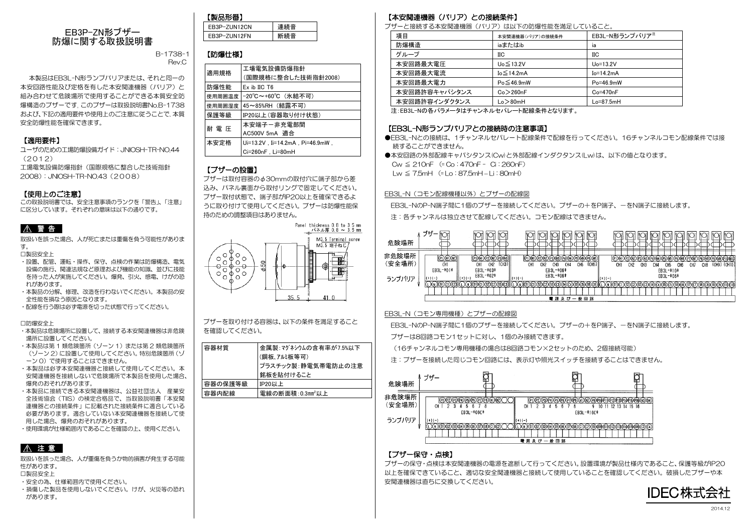# EB3P-ZN形ブザー 防爆に関する取扱説明書

B-1738-1
Rev.C

本製品はEB3L-N形ランプバリアまたは、それと同一の本安回路性能及び定格を有した本安関連機器（バリア）と組み合わせて危険場所で使用することができる本質安全防爆構造のブザーです，このブザーは取扱説明書No.B-1738および、以下の適用要件や使用上のご注意に従うことで、本質安全防爆性能を確保できます。

## 【適用要件】

ユーザのための工場防爆設備ガイド：JNIOSH-TR-NO.44（2012）
工場電気設備防爆指針（国際規格に整合した技術指針2008）：JNIOSH-TR-NO.43（2008）

## 【使用上のご注意】

この取扱説明書では、安全注意事項のランクを「警告」、「注意」に区分しています。それぞれの意味は以下の通りです。

### ⚠ 警 告

取扱いを誤った場合、人が死亡または重傷を負う可能性があります。

□製品安全上

- 設置、配管、運転・操作、保守、点検の作業は防爆構造、電気設備の施行、関連法規など原理および機能の知識、並びに技能を持った人が実施してください。爆発、引火、感電、けがの恐れがあります。
- 本製品の分解、修理、改造を行わないでください。本製品の安全性能を損なう原因となります。
- 配線を行う際は必ず電源を切った状態で行ってください。

□防爆安全上

- 本製品は危険場所に設置して、接続する本安関連機器は非危険場所に設置してください。
- 本製品は第１類危険箇所（ゾーン１）または第２類危険箇所（ゾーン２）に設置して使用してください。特別危険箇所（ゾーン０）で使用することはできません。
- 本製品は必ず本安関連機器と接続して使用してください。本安関連機器を接続しないで危険場所で本製品を使用した場合、爆発のおそれがあります。
- 本製品に接続できる本安関連機器は、公益社団法人　産業安全技術協会（TIIS）の検定合格品で、当取扱説明書「本安関連機器との接続条件」に記載された接続条件に適合している必要があります。適合していない本安関連機器を接続して使用した場合、爆発のおそれがあります。
- 使用環境が仕様範囲内であることを確認の上、使用ください。

### ⚠ 注 意

取扱いを誤った場合、人が重傷を負うか物的損害が発生する可能性があります。

□製品安全上

- 安全の為、仕様範囲内で使用ください。
- 損傷した製品を使用しないでください。けが、火災等の恐れがあります。

## 【製品形番】

| EB3P-ZUN12CN | 連続音 |
|---|---|
| EB3P-ZUN12FN | 断続音 |

## 【防爆仕様】

| 適用規格 | 工場電気設備防爆指針（国際規格に整合した技術指針2008） |
|---|---|
| 防爆性能 | Ex ib IIC T6 |
| 使用周囲温度 | -20℃～+60℃（氷結不可） |
| 使用周囲湿度 | 45～85%RH（結露不可） |
| 保護等級 | IP20以上（容器取り付け状態） |
| 耐 電 圧 | 本安端子－非充電部間 AC500V 5mA　適合 |
| 本安定格 | Ui=13.2V，Ii=14.2mA，Pi=46.9mW，Ci=260nF，Li=80mH |

## 【ブザーの設置】

ブザーは取付容器のφ30mmの取付穴に端子部から差込み、パネル裏面から取付リングで固定してください。ブザー取付状態で、端子部がIP20以上を確保できるように取り付けて使用してください。ブザーは防爆性能保持のための調整項目はありません。

Panel thickness 0.8 to 3.5 mm
パネル厚 0.8 ～ 3.5 mm
M3.5 Terminal screw
M3.5 端子ねじ
φ50
35.5　41.0

ブザーを取り付ける容器は、以下の条件を満足することを確認してください。

| 容器材質 | 金属製：マグネシウムの含有率が7.5%以下（鋼板，アルミ板等可）プラスチック製：静電気帯電防止の注意銘板を貼付けること |
|---|---|
| 容器の保護等級 | IP20以上 |
| 容器内配線 | 電線の断面積：0.3mm²以上 |

## 【本安関連機器（バリア）との接続条件】

ブザーと接続する本安関連機器（バリア）は以下の防爆性能を満足していること。

| 項目 | 本安関連機器(バリア)の接続条件 | EB3L-N形ランプバリア注 |
|---|---|---|
| 防爆構造 | iaまたはib | ia |
| グループ | IIC | IIC |
| 本安回路最大電圧 | Uo≦13.2V | Uo=13.2V |
| 本安回路最大電流 | Io≦14.2mA | Io=14.2mA |
| 本安回路最大電力 | Po≦46.9mW | Po=46.9mW |
| 本安回路許容キャパシタンス | Co＞260nF | Co=470nF |
| 本安回路許容インダクタンス | Lo＞80mH | Lo=87.5mH |

注：EB3L-Nの各パラメータはチャンネルセパレート配線条件となります。

## 【EB3L-N形ランプバリアとの接続時の注意事項】

- EB3L-Nとの接続は、1チャンネルセパレート配線条件で配線を行ってください。16チャンネルコモン配線条件では接続することができません。
- 本安回路の外部配線キャパシタンス(Cw)と外部配線インダクタンス(Lw)は、以下の値となります。

Cw ≦ 210nF　(=Co：470nF － Ci：260nF)
Lw ≦ 7.5mH　(=Lo：87.5mH－Li：80mH)

EB3L-N（コモン配線機種以外）とブザーの配線図

EB3L-NのP-N端子間に1個のブザーを接続してください。ブザーの＋をP端子、－をN端子に接続します。

注：各チャンネルは独立させて配線してください。コモン配線はできません。

ブザー
危険場所
非危険場所（安全場所）
ランプバリア
EB3L-*01*　EB3L-*03*　EB3L-*02*　EB3L-*06*　EB3L-*06*　EB3L-*10*　EB3L-*08*
電源及び一般回路

EB3L-N（コモン専用機種）とブザーの配線図

EB3L-NのP-N端子間に1個のブザーを接続してください。ブザーの＋をP端子、－をN端子に接続します。

ブザーは8回路コモン1セットに対し、1個のみ接続できます。

（16チャンネルコモン専用機種の場合は8回路コモン×2セットのため、2個接続可能）

注：ブザーを接続した同じコモン回路には、表示灯や照光スイッチを接続することはできません。

ブザー
危険場所
非危険場所（安全場所）
ランプバリア
EB3L-*08C*　EB3L-*16C*
電源及び一般回路

## 【ブザー保守・点検】

ブザーの保守・点検は本安関連機器の電源を遮断して行ってください。設置環境が製品仕様内であること、保護等級がIP20以上を確保できていること、適切な安全関連機器と接続して使用していることを確認してください。破損したブザーや本安関連機器は直ちに交換してください。

IDEC株式会社

2014.12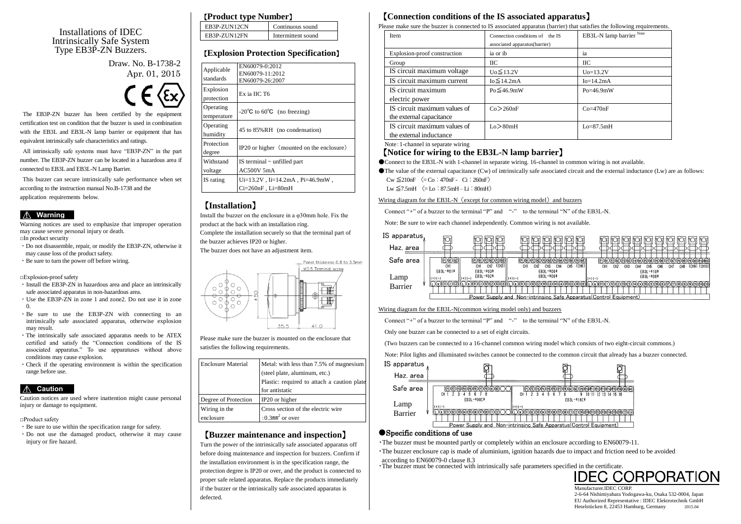# Installations of IDEC Intrinsically Safe System Type EB3P-ZN Buzzers.

Draw. No. B-1738-2
Apr. 01, 2015

The EB3P-ZN buzzer has been certified by the equipment certification test on condition that the buzzer is used in combination with the EB3L and EB3L-N lamp barrier or equipment that has equivalent intrinsically safe characteristics and ratings.

All intrinsically safe systems must have "EB3P-ZN" in the part number. The EB3P-ZN buzzer can be located in a hazardous area if connected to EB3L and EB3L-N Lamp Barrier.

This buzzer can secure intrinsically safe performance when set according to the instruction manual No.B-1738 and the application requirements below.

## ⚠ Warning

Warning notices are used to emphasize that improper operation may cause severe personal injury or death.

□In product security

- Do not disassemble, repair, or modify the EB3P-ZN, otherwise it may cause loss of the product safety.
- Be sure to turn the power off before wiring.

□Explosion-proof safety

- Install the EB3P-ZN in hazardous area and place an intrinsically safe associated apparatus in non-hazardous area.
- Use the EB3P-ZN in zone 1 and zone2. Do not use it in zone 0.
- Be sure to use the EB3P-ZN with connecting to an intrinsically safe associated apparatus, otherwise explosion may result.
- The intrinsically safe associated apparatus needs to be ATEX certified and satisfy the "Connection conditions of the IS associated apparatus." To use apparatuses without above conditions may cause explosion.
- Check if the operating environment is within the specification range before use.

## ⚠ Caution

Caution notices are used where inattention might cause personal injury or damage to equipment.

□Product safety

- Be sure to use within the specification range for safety.
- Do not use the damaged product, otherwise it may cause injury or fire hazard.

## 【Product type Number】

| EB3P-ZUN12CN | Continuous sound |
|---|---|
| EB3P-ZUN12FN | Intermittent sound |

## 【Explosion Protection Specification】

| Applicable standards | EN60079-0:2012<br>EN60079-11:2012<br>EN60079-26:2007 |
|---|---|
| Explosion protection | Ex ia IIC T6 |
| Operating temperature | -20℃ to 60℃ (no freezing) |
| Operating humidity | 45 to 85%RH (no condensation) |
| Protection degree | IP20 or higher (mounted on the enclosure) |
| Withstand voltage | IS terminal − unfilled part<br>AC500V 5mA |
| IS rating | Ui=13.2V , Ii=14.2mA , Pi=46.9mW ,<br>Ci=260nF , Li=80mH |

## 【Installation】

Install the buzzer on the enclosure in a φ30mm hole. Fix the product at the back with an installation ring.

Complete the installation securely so that the terminal part of the buzzer achieves IP20 or higher.

The buzzer does not have an adjustment item.

Panel thickness 0.8 to 3.5mm
M3.5 Terminal screw
φ50
35.5
41.0

Please make sure the buzzer is mounted on the enclosure that satisfies the following requirements.

| Enclosure Material | Metal: with less than 7.5% of magnesium (steel plate, aluminum, etc.)<br>Plastic: required to attach a caution plate for antistatic |
|---|---|
| Degree of Protection | IP20 or higher |
| Wiring in the enclosure | Cross section of the electric wire<br>:0.3mm² or over |

## 【Buzzer maintenance and inspection】

Turn the power of the intrinsically safe associated apparatus off before doing maintenance and inspection for buzzers. Confirm if the installation environment is in the specification range, the protection degree is IP20 or over, and the product is connected to proper safe related apparatus. Replace the products immediately if the buzzer or the intrinsically safe associated apparatus is defected.

## 【Connection conditions of the IS associated apparatus】

Please make sure the buzzer is connected to IS associated apparatus (barrier) that satisfies the following requirements.

| Item | Connection conditions of the IS associated apparatus(barrier) | EB3L-N lamp barrier Note |
|---|---|---|
| Explosion-proof construction | ia or ib | ia |
| Group | IIC | IIC |
| IS circuit maximum voltage | Uo≦13.2V | Uo=13.2V |
| IS circuit maximum current | Io≦14.2mA | Io=14.2mA |
| IS circuit maximum electric power | Po≦46.9mW | Po=46.9mW |
| IS circuit maximum values of the external capacitance | Co＞260nF | Co=470nF |
| IS circuit maximum values of the external inductance | Lo＞80mH | Lo=87.5mH |

Note : 1-channel in separate wiring

## 【Notice for wiring to the EB3L-N lamp barrier】

- ●Connect to the EB3L-N with 1-channel in separate wiring. 16-channel in common wiring is not available.
- ●The value of the external capacitance (Cw) of intrinsically safe associated circuit and the external inductance (Lw) are as follows:

Cw ≦210nF (= Co : 470nF - Ci : 260nF)

Lw ≦7.5mH (= Lo : 87.5mH – Li : 80mH)

Wiring diagram for the EB3L-N (except for common wiring model) and buzzers

Connect "+" of a buzzer to the terminal "P" and "-" to the terminal "N" of the EB3L-N.

Note: Be sure to wire each channel independently. Common wiring is not available.

IS apparatus
Haz. area
Safe area
Lamp Barrier
EB3L-*01*  EB3L-*03*  EB3L-*02*  EB3L-*06*  EB3L-*06*  EB3L-*10*  EB3L-*08*
Power Supply and Non-intrinsinc Safe Apparatus(Control Equipment)

Wiring diagram for the EB3L-N(common wiring model only) and buzzers

Connect "+" of a buzzer to the terminal "P" and "-" to the terminal "N" of the EB3L-N.

Only one buzzer can be connected to a set of eight circuits.

(Two buzzers can be connected to a 16-channel common wiring model which consists of two eight-circuit commons.)

Note: Pilot lights and illuminated switches cannot be connected to the common circuit that already has a buzzer connected.

IS apparatus
Haz. area
Safe area
Lamp Barrier
EB3L-*08C*  EB3L-*16C*
Power Supply and Non-intrinsinc Safe Apparatus(Control Equipment)

## ●Specific conditions of use

- The buzzer must be mounted partly or completely within an enclosure according to EN60079-11.
- The buzzer enclosure cap is made of aluminium, ignition hazards due to impact and friction need to be avoided according to EN60079-0 clause 8.3
- The buzzer must be connected with intrinsically safe parameters specified in the certificate.

IDEC CORPORATION

Manufacturer.IDEC CORP.
2-6-64 Nishimiyahara Yodogawa-ku, Osaka 532-0004, Japan
EU Authorized Representative : IDEC Elektrotechnik GmbH
Heselstücken 8, 22453 Hamburg, Germany 2015.04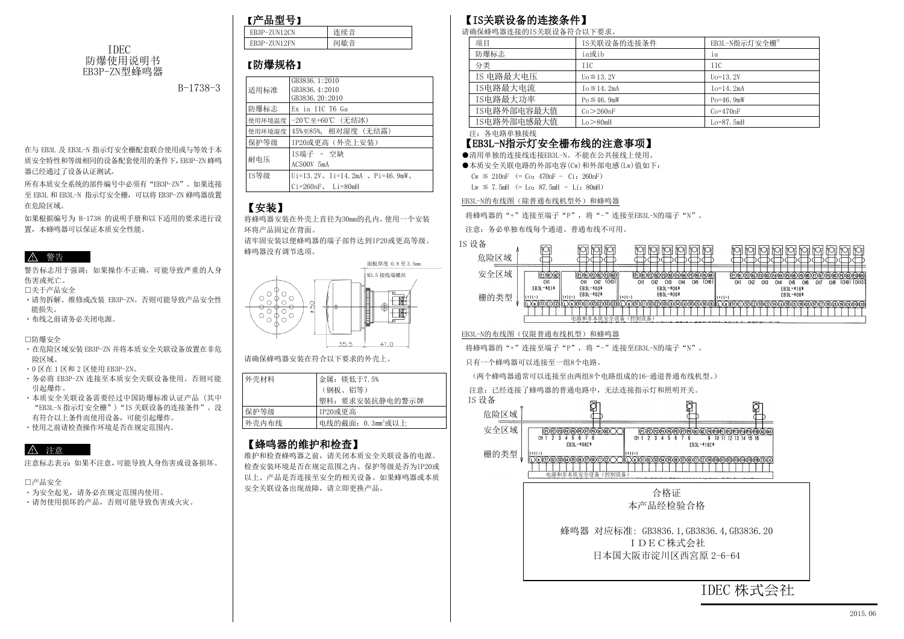# IDEC
# 防爆使用说明书
# EB3P-ZN型蜂鸣器

B-1738-3

在与 EB3L 及 EB3L-N 指示灯安全栅配套联合使用或与等效于本质安全特性和等级相同的设备配套使用的条件下，EB3P-ZN 蜂鸣器已经通过了设备认证测试。

所有本质安全系统的部件编号中必须有“EB3P-ZN”。如果连接至 EB3L 和 EB3L-N 指示灯安全栅，可以将 EB3P-ZN 蜂鸣器放置在危险区域。

如果根据编号为 B-1738 的说明手册和以下适用的要求进行设置，本蜂鸣器可以保证本质安全性能。

**⚠ 警告**

警告标志用于强调：如果操作不正确，可能导致严重的人身伤害或死亡。

□关于产品安全
・请勿拆解、维修或改装 EB3P-ZN。否则可能导致产品安全性能损失。
・布线之前请务必关闭电源。

□防爆安全
・在危险区域安装EB3P-ZN 并将本质安全关联设备放置在非危险区域。
・0 区在 1 区和 2 区使用 EB3P-ZN。
・务必将 EB3P-ZN 连接至本质安全关联设备使用。否则可能引起爆炸。
・本质安全关联设备需要经过中国防爆标准认证产品（其中“EB3L-N 指示灯安全栅”）“IS 关联设备的连接条件”。没有符合以上条件而使用设备，可能引起爆炸。
・使用之前请检查操作环境是否在规定范围内。

**⚠ 注意**

注意标志表示 如果不注意，可能导致人身伤害或设备损坏。

□产品安全
・为安全起见，请务必在规定范围内使用。
・请勿使用损坏的产品，否则可能导致伤害或火灾。

## 【产品型号】

| | |
|---|---|
| EB3P-ZUN12CN | 连续音 |
| EB3P-ZUN12FN | 间歇音 |

## 【防爆规格】

| | |
|---|---|
| 适用标准 | GB3836.1:2010<br>GB3836.4:2010<br>GB3836.20:2010 |
| 防爆标志 | Ex ia IIC T6 Ga |
| 使用环境温度 | -20℃至+60℃ （无结冰） |
| 使用环境湿度 | 45%至85%, 相对湿度（无结露） |
| 保护等级 | IP20或更高（外壳上安装） |
| 耐电压 | IS端子 － 空缺<br>AC500V 5mA |
| IS等级 | Ui=13.2V、Ii=14.2mA 、Pi=46.9mW、<br>Ci=260nF、 Li=80mH |

## 【安装】

将蜂鸣器安装在外壳上直径为30mm的孔内。使用一个安装环将产品固定在背面。

请牢固安装以使蜂鸣器的端子部件达到IP20或更高等级。蜂鸣器没有调节选项。

面板厚度 0.8 至 3.5mm
M3.5 接线端螺丝
φ50
35.5
41.0

请确保蜂鸣器安装在符合以下要求的外壳上。

| | |
|---|---|
| 外壳材料 | 金属：镁低于7.5%<br>（钢板、铝等）<br>塑料：要求安装抗静电的警示牌 |
| 保护等级 | IP20或更高 |
| 外壳内布线 | 电线的截面：0.3mm²或以上 |

## 【蜂鸣器的维护和检查】

维护和检查蜂鸣器之前，请关闭本质安全关联设备的电源。检查安装环境是否在规定范围之内、保护等级是否为IP20或以上、产品是否连接至安全的相关设备。如果蜂鸣器或本质安全关联设备出现故障，请立即更换产品。

## 【IS关联设备的连接条件】

请确保蜂鸣器连接的IS关联设备符合以下要求。

| 项目 | IS关联设备的连接条件 | EB3L-N指示灯安全栅[注] |
|---|---|---|
| 防爆标志 | ia或ib | ia |
| 分类 | IIC | IIC |
| IS 电路最大电压 | Uo≦13.2V | Uo=13.2V |
| IS电路最大电流 | Io≦14.2mA | Io=14.2mA |
| IS电路最大功率 | Po≦46.9mW | Po=46.9mW |
| IS电路外部电容最大值 | Co＞260nF | Co=470nF |
| IS电路外部电感最大值 | Lo＞80mH | Lo=87.5mH |

注：各电路单独接线

## 【EB3L-N指示灯安全栅布线的注意事项】

● 请用单独的连接线连接EB3L-N。不能在公共接线上使用。
● 本质安全关联电路的外部电容(Cw)和外部电感(Lw)值如下：

Cw ≦ 210nF （= Co：470nF － Ci：260nF）
Lw ≦ 7.5mH （= Lo：87.5mH － Li：80mH）

EB3L-N的布线图（除普通布线机型外）和蜂鸣器

将蜂鸣器的“+”连接至端子“P”，将“-”连接至EB3L-N的端子“N”。

注意：务必单独布线每个通道。普通布线不可用。

IS 设备
危险区域
安全区域
栅的类型
EB3L-*01* EB3L-*03* EB3L-*02* EB3L-*06* EB3L-*05* EB3L-*10* EB3L-*08*
电源和非本质安全设备（控制设备）

EB3L-N的布线图（仅限普通布线机型）和蜂鸣器

将蜂鸣器的“+”连接至端子“P”，将“-”连接至EB3L-N的端子“N”。

只有一个蜂鸣器可以连接至一组8个电路。

（两个蜂鸣器通常可以连接至由两组8个电路组成的16-通道普通布线机型。）

注意：已经连接了蜂鸣器的普通电路中，无法连接指示灯和照明开关。

IS 设备
危险区域
安全区域
栅的类型
EB3L-*08C* EB3L-*16C*
电源和非本质安全设备（控制设备）

合格证
本产品经检验合格

蜂鸣器 对应标准: GB3836.1,GB3836.4,GB3836.20
ＩＤＥＣ株式会社
日本国大阪市淀川区西宫原 2-6-64

IDEC 株式会社

2015.06